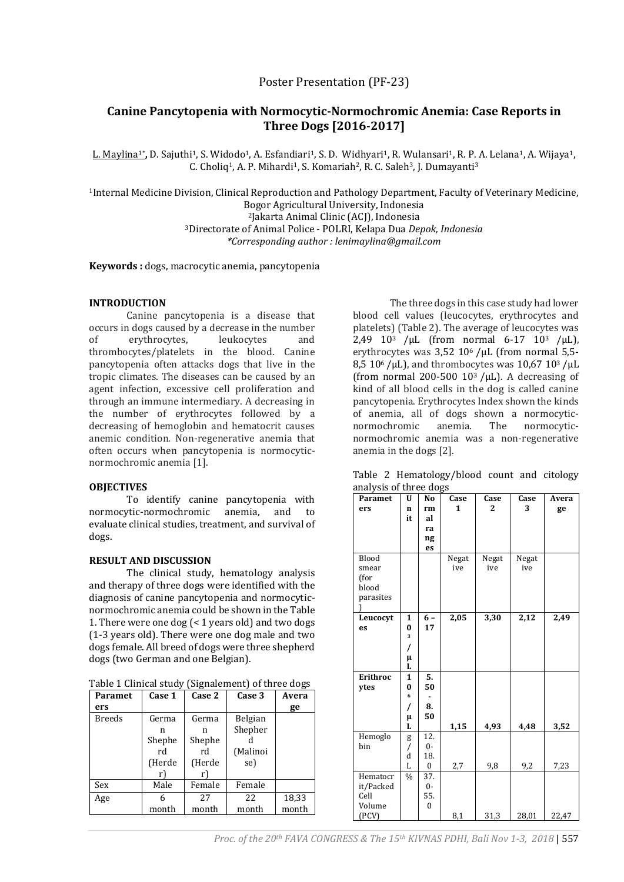Poster Presentation (PF-23)

# Canine Pancytopenia with Normocytic-Normochromic Anemia: Case Reports in Three Dogs [2016-2017]

L. Maylina[1*], D. Sajuthi[1], S. Widodo[1], A. Esfandiari[1], S. D. Widhyari[1], R. Wulansari[1], R. P. A. Lelana[1], A. Wijaya[1], C. Choliq[1], A. P. Mihardi[1], S. Komariah[2], R. C. Saleh[3], J. Dumayanti[3]

[1]Internal Medicine Division, Clinical Reproduction and Pathology Department, Faculty of Veterinary Medicine, Bogor Agricultural University, Indonesia
[2]Jakarta Animal Clinic (ACJ), Indonesia
[3]Directorate of Animal Police - POLRI, Kelapa Dua *Depok, Indonesia*
*\*Corresponding author : lenimaylina@gmail.com*

**Keywords :** dogs, macrocytic anemia, pancytopenia

## INTRODUCTION

Canine pancytopenia is a disease that occurs in dogs caused by a decrease in the number of erythrocytes, leukocytes and thrombocytes/platelets in the blood. Canine pancytopenia often attacks dogs that live in the tropic climates. The diseases can be caused by an agent infection, excessive cell proliferation and through an immune intermediary. A decreasing in the number of erythrocytes followed by a decreasing of hemoglobin and hematocrit causes anemic condition. Non-regenerative anemia that often occurs when pancytopenia is normocytic-normochromic anemia [1].

## OBJECTIVES

To identify canine pancytopenia with normocytic-normochromic anemia, and to evaluate clinical studies, treatment, and survival of dogs.

## RESULT AND DISCUSSION

The clinical study, hematology analysis and therapy of three dogs were identified with the diagnosis of canine pancytopenia and normocytic-normochromic anemia could be shown in the Table 1. There were one dog (< 1 years old) and two dogs (1-3 years old). There were one dog male and two dogs female. All breed of dogs were three shepherd dogs (two German and one Belgian).

Table 1 Clinical study (Signalement) of three dogs

| Parameters | Case 1 | Case 2 | Case 3 | Average |
|---|---|---|---|---|
| Breeds | German Shepherd (Herder) | German Shepherd (Herder) | Belgian Shepherd (Malinoise) | |
| Sex | Male | Female | Female | |
| Age | 6 month | 27 month | 22 month | 18,33 month |

The three dogs in this case study had lower blood cell values (leucocytes, erythrocytes and platelets) (Table 2). The average of leucocytes was 2,49 $10^3$ /µL (from normal 6-17 $10^3$ /µL), erythrocytes was 3,52 $10^6$ /µL (from normal 5,5-8,5 $10^6$ /µL), and thrombocytes was 10,67 $10^3$ /µL (from normal 200-500 $10^3$ /µL). A decreasing of kind of all blood cells in the dog is called canine pancytopenia. Erythrocytes Index shown the kinds of anemia, all of dogs shown a normocytic-normochromic anemia. The normocytic-normochromic anemia was a non-regenerative anemia in the dogs [2].

Table 2 Hematology/blood count and citology analysis of three dogs

| Parameters | Unit | Normal ranges | Case 1 | Case 2 | Case 3 | Average |
|---|---|---|---|---|---|---|
| Blood smear (for blood parasites) | | | Negative | Negative | Negative | |
| **Leucocytes** | **$10^3$/µL** | **6 – 17** | **2,05** | **3,30** | **2,12** | **2,49** |
| **Erithrocytes** | **$10^6$/µL** | **5.50 - 8.50** | **1,15** | **4,93** | **4,48** | **3,52** |
| Hemoglobin | g/dL | 12.0-18.0 | 2,7 | 9,8 | 9,2 | 7,23 |
| Hematocrit/Packed Cell Volume (PCV) | % | 37.0-55.0 | 8,1 | 31,3 | 28,01 | 22,47 |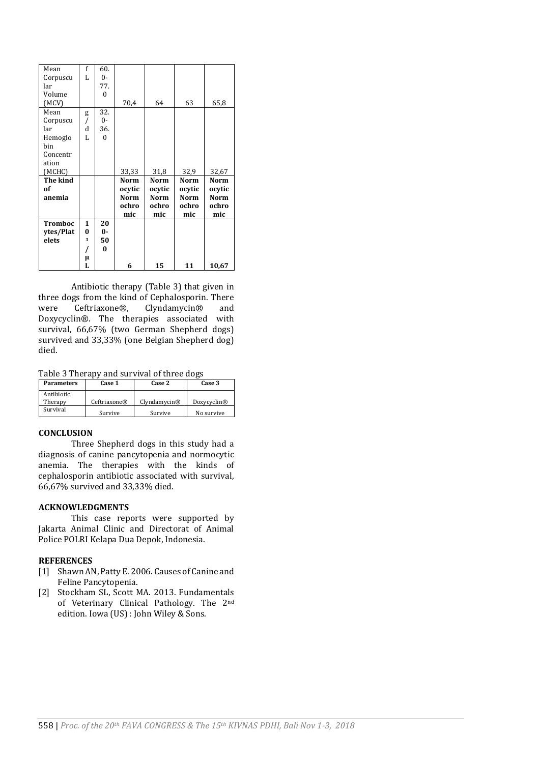| | | | | | | |
|---|---|---|---|---|---|---|
| Mean Corpuscular Volume (MCV) | fL | 60.0-77.0 | 70,4 | 64 | 63 | 65,8 |
| Mean Corpuscular Hemoglobin Concentration (MCHC) | g/dL | 32.0-36.0 | 33,33 | 31,8 | 32,9 | 32,67 |
| **The kind of anemia** | | | **Normocytic Normochromic** | **Normocytic Normochromic** | **Normocytic Normochromic** | **Normocytic Normochromic** |
| **Tromboc ytes/Platelets** | **$10^3$/µL** | **200-500** | **6** | **15** | **11** | **10,67** |

Antibiotic therapy (Table 3) that given in three dogs from the kind of Cephalosporin. There were Ceftriaxone®, Clyndamycin® and Doxycyclin®. The therapies associated with survival, 66,67% (two German Shepherd dogs) survived and 33,33% (one Belgian Shepherd dog) died.

Table 3 Therapy and survival of three dogs

| Parameters | Case 1 | Case 2 | Case 3 |
|---|---|---|---|
| Antibiotic Therapy | Ceftriaxone® | Clyndamycin® | Doxycyclin® |
| Survival | Survive | Survive | No survive |

## CONCLUSION

Three Shepherd dogs in this study had a diagnosis of canine pancytopenia and normocytic anemia. The therapies with the kinds of cephalosporin antibiotic associated with survival, 66,67% survived and 33,33% died.

## ACKNOWLEDGMENTS

This case reports were supported by Jakarta Animal Clinic and Directorat of Animal Police POLRI Kelapa Dua Depok, Indonesia.

## REFERENCES

[1] Shawn AN, Patty E. 2006. Causes of Canine and Feline Pancytopenia.

[2] Stockham SL, Scott MA. 2013. Fundamentals of Veterinary Clinical Pathology. The 2nd edition. Iowa (US) : John Wiley & Sons.